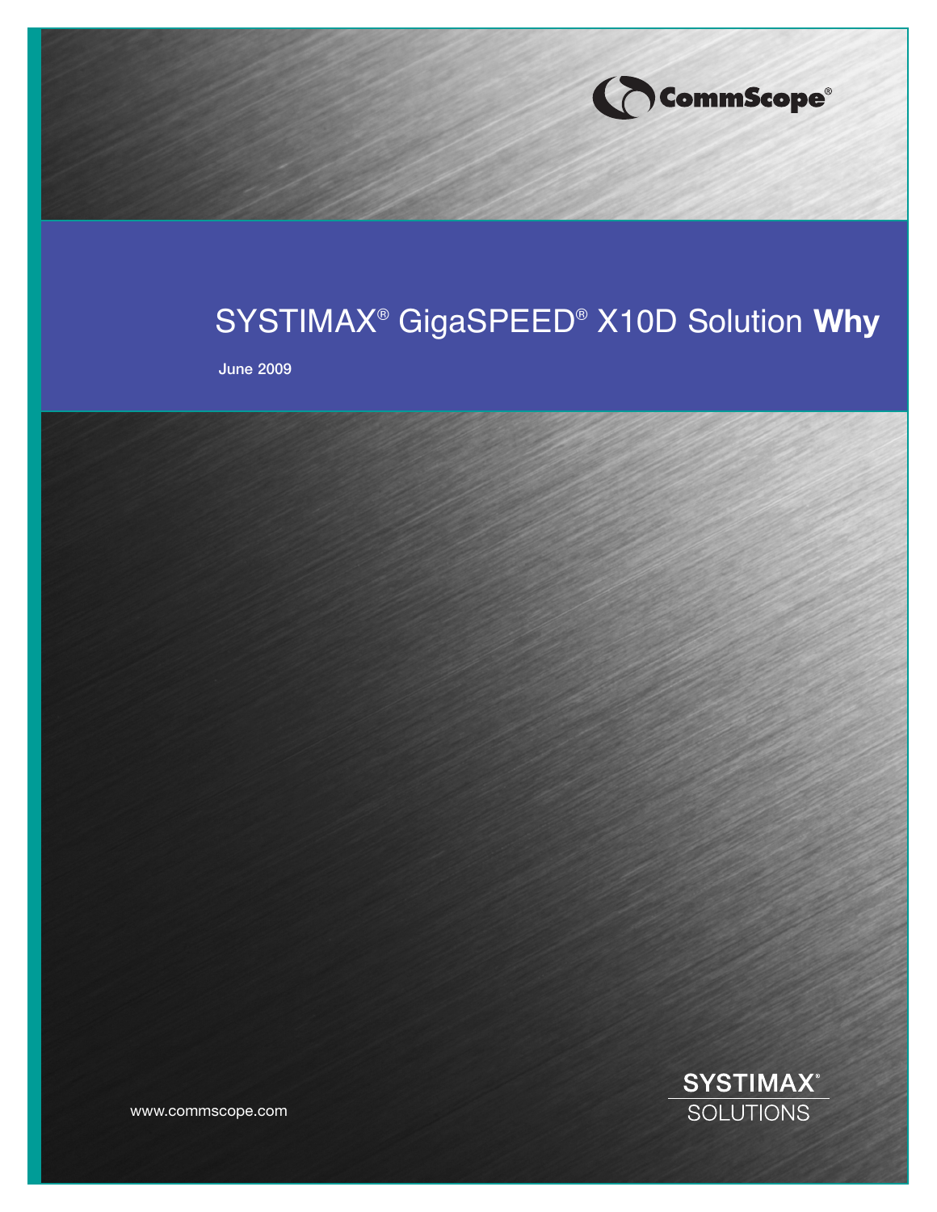CommScope®

# SYSTIMAX® GigaSPEED® X10D Solution **Why**

June 2009

www.commscope.com

SYSTIMAX®
SOLUTIONS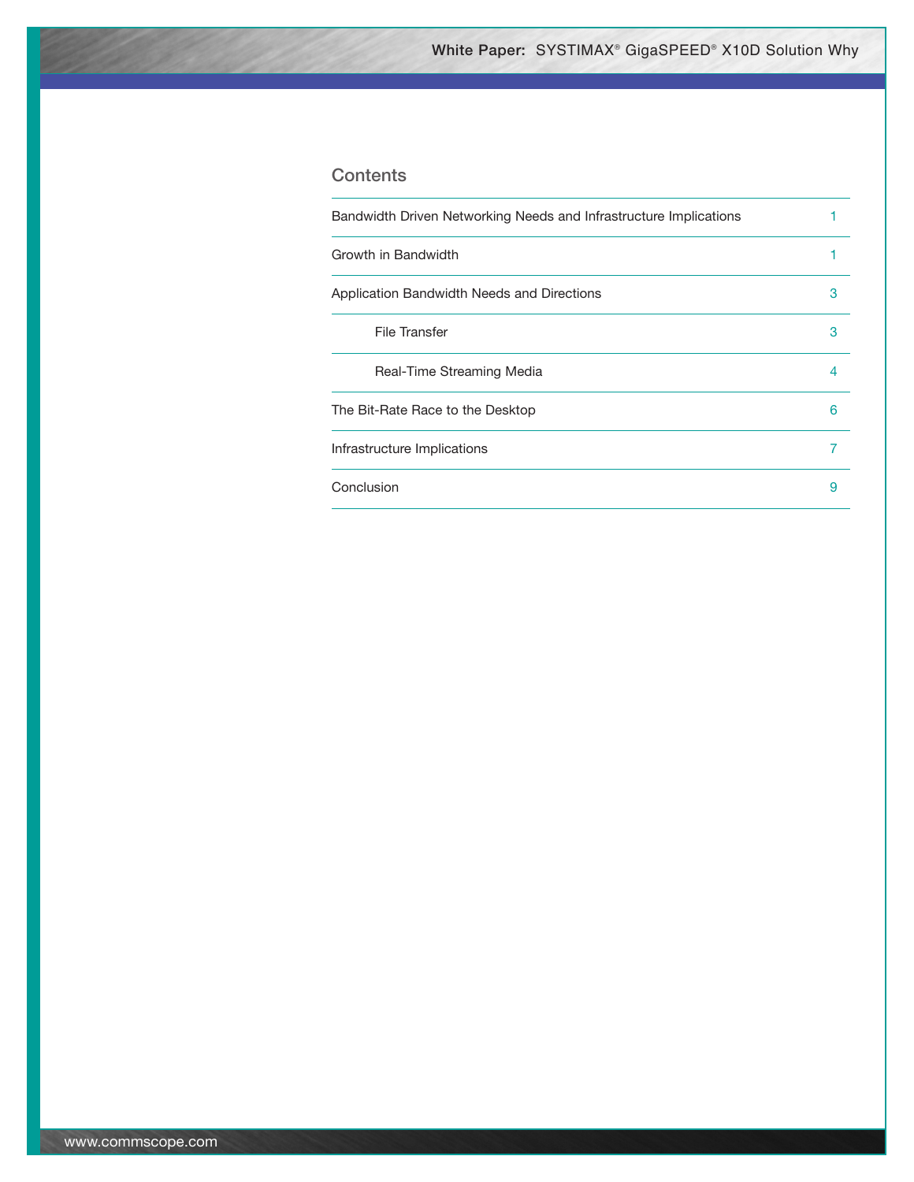## Contents

| | |
|---|---|
| Bandwidth Driven Networking Needs and Infrastructure Implications | 1 |
| Growth in Bandwidth | 1 |
| Application Bandwidth Needs and Directions | 3 |
| File Transfer | 3 |
| Real-Time Streaming Media | 4 |
| The Bit-Rate Race to the Desktop | 6 |
| Infrastructure Implications | 7 |
| Conclusion | 9 |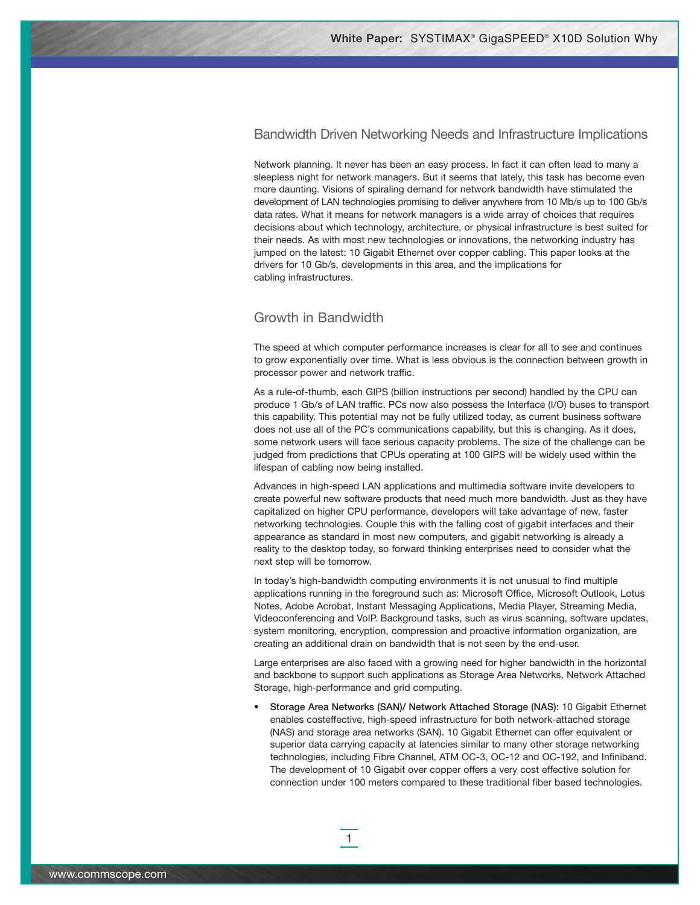## Bandwidth Driven Networking Needs and Infrastructure Implications

Network planning. It never has been an easy process. In fact it can often lead to many a sleepless night for network managers. But it seems that lately, this task has become even more daunting. Visions of spiraling demand for network bandwidth have stimulated the development of LAN technologies promising to deliver anywhere from 10 Mb/s up to 100 Gb/s data rates. What it means for network managers is a wide array of choices that requires decisions about which technology, architecture, or physical infrastructure is best suited for their needs. As with most new technologies or innovations, the networking industry has jumped on the latest: 10 Gigabit Ethernet over copper cabling. This paper looks at the drivers for 10 Gb/s, developments in this area, and the implications for cabling infrastructures.

## Growth in Bandwidth

The speed at which computer performance increases is clear for all to see and continues to grow exponentially over time. What is less obvious is the connection between growth in processor power and network traffic.

As a rule-of-thumb, each GIPS (billion instructions per second) handled by the CPU can produce 1 Gb/s of LAN traffic. PCs now also possess the Interface (I/O) buses to transport this capability. This potential may not be fully utilized today, as current business software does not use all of the PC's communications capability, but this is changing. As it does, some network users will face serious capacity problems. The size of the challenge can be judged from predictions that CPUs operating at 100 GIPS will be widely used within the lifespan of cabling now being installed.

Advances in high-speed LAN applications and multimedia software invite developers to create powerful new software products that need much more bandwidth. Just as they have capitalized on higher CPU performance, developers will take advantage of new, faster networking technologies. Couple this with the falling cost of gigabit interfaces and their appearance as standard in most new computers, and gigabit networking is already a reality to the desktop today, so forward thinking enterprises need to consider what the next step will be tomorrow.

In today's high-bandwidth computing environments it is not unusual to find multiple applications running in the foreground such as: Microsoft Office, Microsoft Outlook, Lotus Notes, Adobe Acrobat, Instant Messaging Applications, Media Player, Streaming Media, Videoconferencing and VoIP. Background tasks, such as virus scanning, software updates, system monitoring, encryption, compression and proactive information organization, are creating an additional drain on bandwidth that is not seen by the end-user.

Large enterprises are also faced with a growing need for higher bandwidth in the horizontal and backbone to support such applications as Storage Area Networks, Network Attached Storage, high-performance and grid computing.

- **Storage Area Networks (SAN)/ Network Attached Storage (NAS):** 10 Gigabit Ethernet enables costeffective, high-speed infrastructure for both network-attached storage (NAS) and storage area networks (SAN). 10 Gigabit Ethernet can offer equivalent or superior data carrying capacity at latencies similar to many other storage networking technologies, including Fibre Channel, ATM OC-3, OC-12 and OC-192, and Infiniband. The development of 10 Gigabit over copper offers a very cost effective solution for connection under 100 meters compared to these traditional fiber based technologies.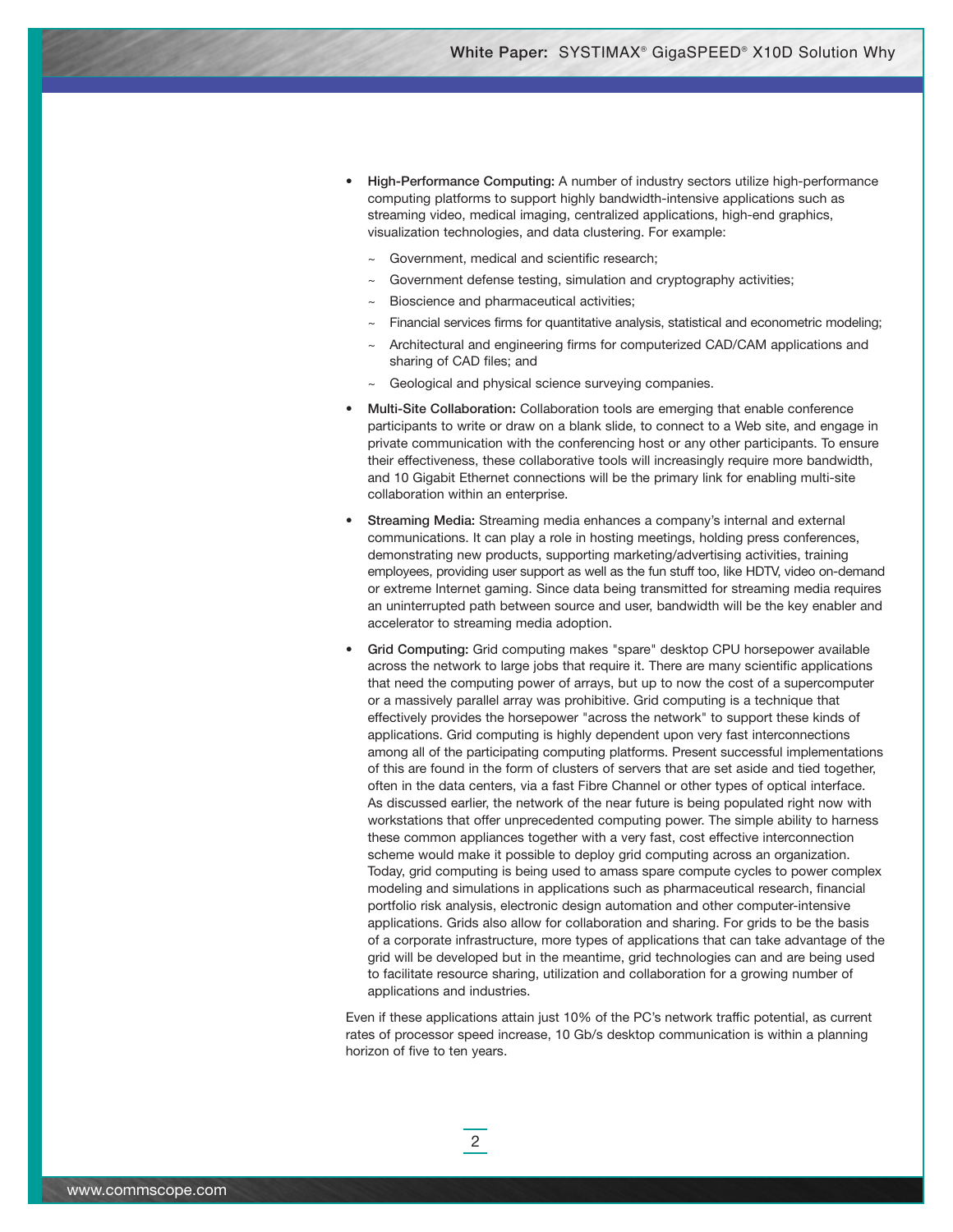- **High-Performance Computing:** A number of industry sectors utilize high-performance computing platforms to support highly bandwidth-intensive applications such as streaming video, medical imaging, centralized applications, high-end graphics, visualization technologies, and data clustering. For example:
  - ~ Government, medical and scientific research;
  - ~ Government defense testing, simulation and cryptography activities;
  - ~ Bioscience and pharmaceutical activities;
  - ~ Financial services firms for quantitative analysis, statistical and econometric modeling;
  - ~ Architectural and engineering firms for computerized CAD/CAM applications and sharing of CAD files; and
  - ~ Geological and physical science surveying companies.
- **Multi-Site Collaboration:** Collaboration tools are emerging that enable conference participants to write or draw on a blank slide, to connect to a Web site, and engage in private communication with the conferencing host or any other participants. To ensure their effectiveness, these collaborative tools will increasingly require more bandwidth, and 10 Gigabit Ethernet connections will be the primary link for enabling multi-site collaboration within an enterprise.
- **Streaming Media:** Streaming media enhances a company's internal and external communications. It can play a role in hosting meetings, holding press conferences, demonstrating new products, supporting marketing/advertising activities, training employees, providing user support as well as the fun stuff too, like HDTV, video on-demand or extreme Internet gaming. Since data being transmitted for streaming media requires an uninterrupted path between source and user, bandwidth will be the key enabler and accelerator to streaming media adoption.
- **Grid Computing:** Grid computing makes "spare" desktop CPU horsepower available across the network to large jobs that require it. There are many scientific applications that need the computing power of arrays, but up to now the cost of a supercomputer or a massively parallel array was prohibitive. Grid computing is a technique that effectively provides the horsepower "across the network" to support these kinds of applications. Grid computing is highly dependent upon very fast interconnections among all of the participating computing platforms. Present successful implementations of this are found in the form of clusters of servers that are set aside and tied together, often in the data centers, via a fast Fibre Channel or other types of optical interface. As discussed earlier, the network of the near future is being populated right now with workstations that offer unprecedented computing power. The simple ability to harness these common appliances together with a very fast, cost effective interconnection scheme would make it possible to deploy grid computing across an organization. Today, grid computing is being used to amass spare compute cycles to power complex modeling and simulations in applications such as pharmaceutical research, financial portfolio risk analysis, electronic design automation and other computer-intensive applications. Grids also allow for collaboration and sharing. For grids to be the basis of a corporate infrastructure, more types of applications that can take advantage of the grid will be developed but in the meantime, grid technologies can and are being used to facilitate resource sharing, utilization and collaboration for a growing number of applications and industries.

Even if these applications attain just 10% of the PC's network traffic potential, as current rates of processor speed increase, 10 Gb/s desktop communication is within a planning horizon of five to ten years.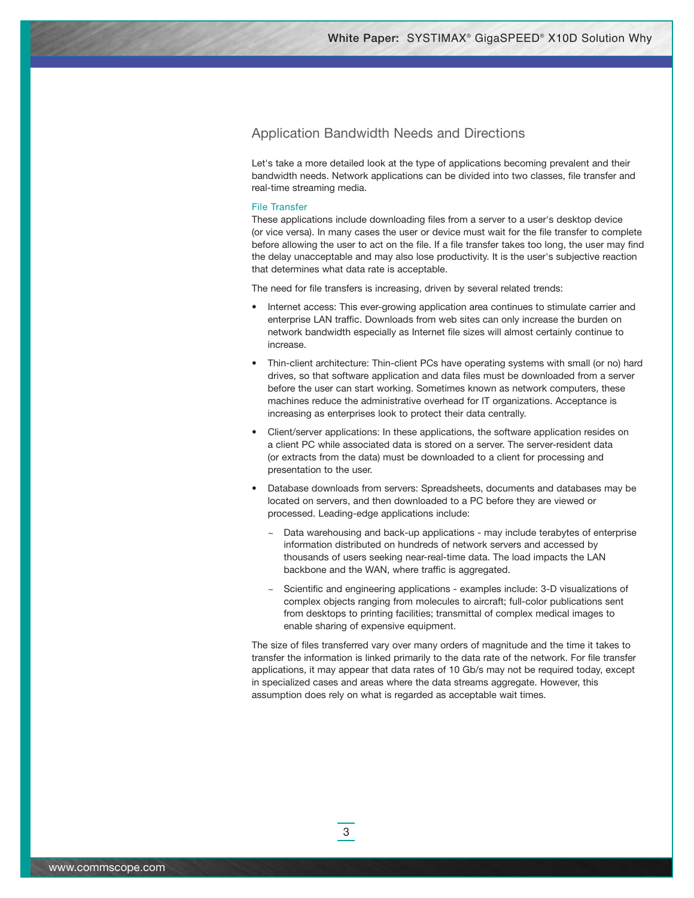## Application Bandwidth Needs and Directions

Let's take a more detailed look at the type of applications becoming prevalent and their bandwidth needs. Network applications can be divided into two classes, file transfer and real-time streaming media.

### File Transfer

These applications include downloading files from a server to a user's desktop device (or vice versa). In many cases the user or device must wait for the file transfer to complete before allowing the user to act on the file. If a file transfer takes too long, the user may find the delay unacceptable and may also lose productivity. It is the user's subjective reaction that determines what data rate is acceptable.

The need for file transfers is increasing, driven by several related trends:

- Internet access: This ever-growing application area continues to stimulate carrier and enterprise LAN traffic. Downloads from web sites can only increase the burden on network bandwidth especially as Internet file sizes will almost certainly continue to increase.
- Thin-client architecture: Thin-client PCs have operating systems with small (or no) hard drives, so that software application and data files must be downloaded from a server before the user can start working. Sometimes known as network computers, these machines reduce the administrative overhead for IT organizations. Acceptance is increasing as enterprises look to protect their data centrally.
- Client/server applications: In these applications, the software application resides on a client PC while associated data is stored on a server. The server-resident data (or extracts from the data) must be downloaded to a client for processing and presentation to the user.
- Database downloads from servers: Spreadsheets, documents and databases may be located on servers, and then downloaded to a PC before they are viewed or processed. Leading-edge applications include:
  - Data warehousing and back-up applications - may include terabytes of enterprise information distributed on hundreds of network servers and accessed by thousands of users seeking near-real-time data. The load impacts the LAN backbone and the WAN, where traffic is aggregated.
  - Scientific and engineering applications - examples include: 3-D visualizations of complex objects ranging from molecules to aircraft; full-color publications sent from desktops to printing facilities; transmittal of complex medical images to enable sharing of expensive equipment.

The size of files transferred vary over many orders of magnitude and the time it takes to transfer the information is linked primarily to the data rate of the network. For file transfer applications, it may appear that data rates of 10 Gb/s may not be required today, except in specialized cases and areas where the data streams aggregate. However, this assumption does rely on what is regarded as acceptable wait times.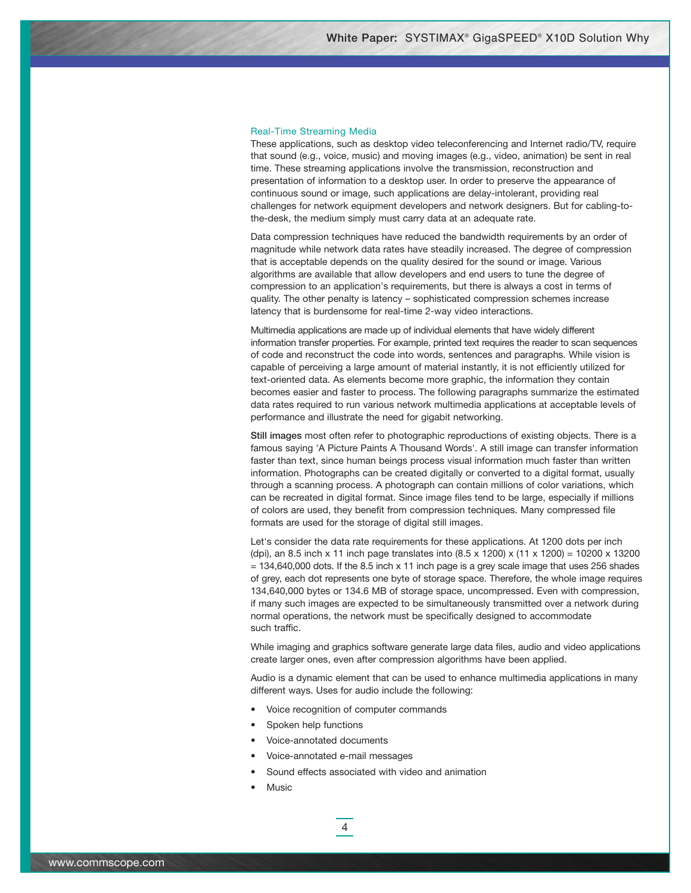### Real-Time Streaming Media

These applications, such as desktop video teleconferencing and Internet radio/TV, require that sound (e.g., voice, music) and moving images (e.g., video, animation) be sent in real time. These streaming applications involve the transmission, reconstruction and presentation of information to a desktop user. In order to preserve the appearance of continuous sound or image, such applications are delay-intolerant, providing real challenges for network equipment developers and network designers. But for cabling-to-the-desk, the medium simply must carry data at an adequate rate.

Data compression techniques have reduced the bandwidth requirements by an order of magnitude while network data rates have steadily increased. The degree of compression that is acceptable depends on the quality desired for the sound or image. Various algorithms are available that allow developers and end users to tune the degree of compression to an application's requirements, but there is always a cost in terms of quality. The other penalty is latency – sophisticated compression schemes increase latency that is burdensome for real-time 2-way video interactions.

Multimedia applications are made up of individual elements that have widely different information transfer properties. For example, printed text requires the reader to scan sequences of code and reconstruct the code into words, sentences and paragraphs. While vision is capable of perceiving a large amount of material instantly, it is not efficiently utilized for text-oriented data. As elements become more graphic, the information they contain becomes easier and faster to process. The following paragraphs summarize the estimated data rates required to run various network multimedia applications at acceptable levels of performance and illustrate the need for gigabit networking.

**Still images** most often refer to photographic reproductions of existing objects. There is a famous saying 'A Picture Paints A Thousand Words'. A still image can transfer information faster than text, since human beings process visual information much faster than written information. Photographs can be created digitally or converted to a digital format, usually through a scanning process. A photograph can contain millions of color variations, which can be recreated in digital format. Since image files tend to be large, especially if millions of colors are used, they benefit from compression techniques. Many compressed file formats are used for the storage of digital still images.

Let's consider the data rate requirements for these applications. At 1200 dots per inch (dpi), an 8.5 inch x 11 inch page translates into (8.5 x 1200) x (11 x 1200) = 10200 x 13200 = 134,640,000 dots. If the 8.5 inch x 11 inch page is a grey scale image that uses 256 shades of grey, each dot represents one byte of storage space. Therefore, the whole image requires 134,640,000 bytes or 134.6 MB of storage space, uncompressed. Even with compression, if many such images are expected to be simultaneously transmitted over a network during normal operations, the network must be specifically designed to accommodate such traffic.

While imaging and graphics software generate large data files, audio and video applications create larger ones, even after compression algorithms have been applied.

Audio is a dynamic element that can be used to enhance multimedia applications in many different ways. Uses for audio include the following:

- Voice recognition of computer commands
- Spoken help functions
- Voice-annotated documents
- Voice-annotated e-mail messages
- Sound effects associated with video and animation
- Music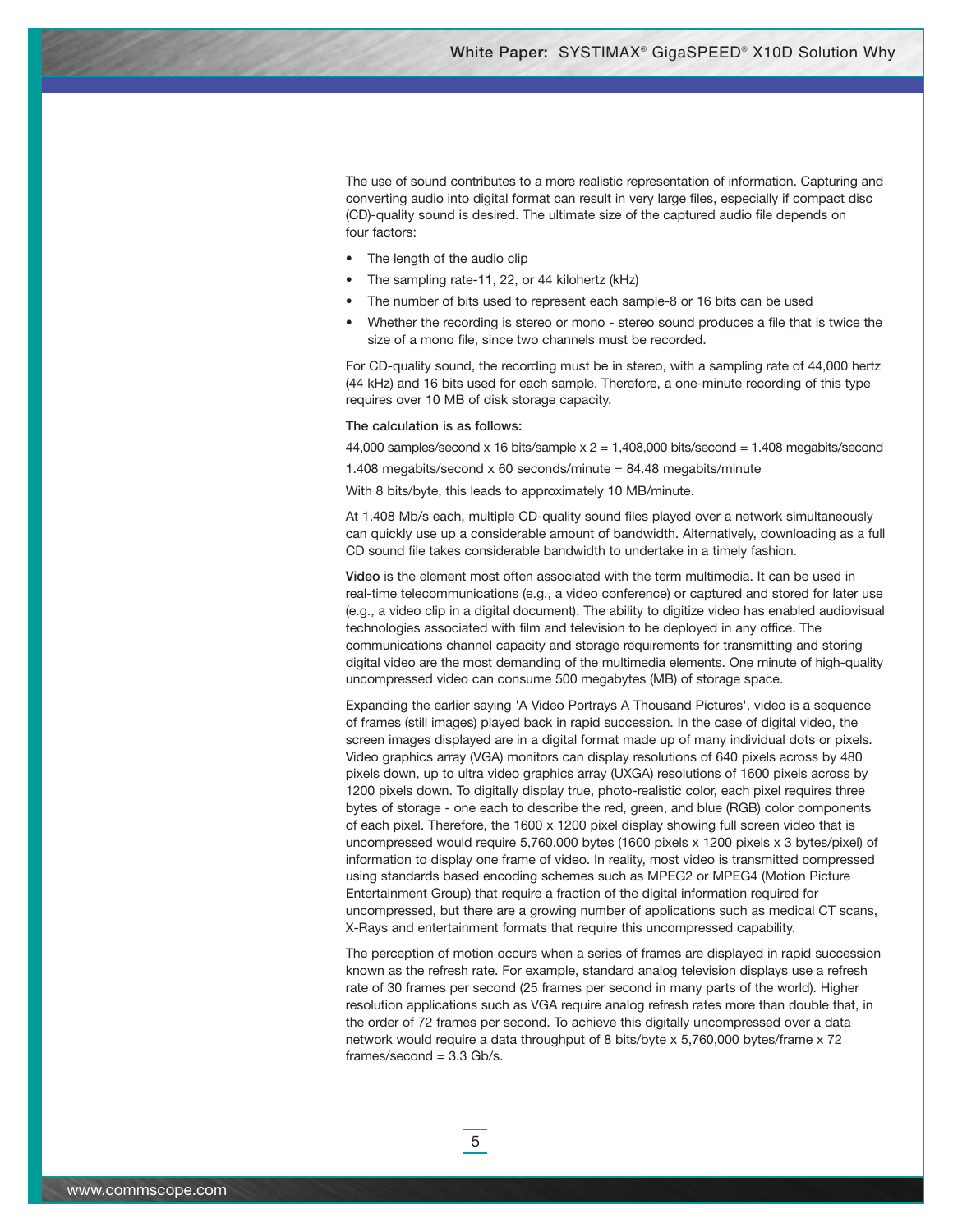The use of sound contributes to a more realistic representation of information. Capturing and converting audio into digital format can result in very large files, especially if compact disc (CD)-quality sound is desired. The ultimate size of the captured audio file depends on four factors:

- The length of the audio clip
- The sampling rate-11, 22, or 44 kilohertz (kHz)
- The number of bits used to represent each sample-8 or 16 bits can be used
- Whether the recording is stereo or mono - stereo sound produces a file that is twice the size of a mono file, since two channels must be recorded.

For CD-quality sound, the recording must be in stereo, with a sampling rate of 44,000 hertz (44 kHz) and 16 bits used for each sample. Therefore, a one-minute recording of this type requires over 10 MB of disk storage capacity.

**The calculation is as follows:**

44,000 samples/second x 16 bits/sample x 2 = 1,408,000 bits/second = 1.408 megabits/second

1.408 megabits/second x 60 seconds/minute = 84.48 megabits/minute

With 8 bits/byte, this leads to approximately 10 MB/minute.

At 1.408 Mb/s each, multiple CD-quality sound files played over a network simultaneously can quickly use up a considerable amount of bandwidth. Alternatively, downloading as a full CD sound file takes considerable bandwidth to undertake in a timely fashion.

**Video** is the element most often associated with the term multimedia. It can be used in real-time telecommunications (e.g., a video conference) or captured and stored for later use (e.g., a video clip in a digital document). The ability to digitize video has enabled audiovisual technologies associated with film and television to be deployed in any office. The communications channel capacity and storage requirements for transmitting and storing digital video are the most demanding of the multimedia elements. One minute of high-quality uncompressed video can consume 500 megabytes (MB) of storage space.

Expanding the earlier saying 'A Video Portrays A Thousand Pictures', video is a sequence of frames (still images) played back in rapid succession. In the case of digital video, the screen images displayed are in a digital format made up of many individual dots or pixels. Video graphics array (VGA) monitors can display resolutions of 640 pixels across by 480 pixels down, up to ultra video graphics array (UXGA) resolutions of 1600 pixels across by 1200 pixels down. To digitally display true, photo-realistic color, each pixel requires three bytes of storage - one each to describe the red, green, and blue (RGB) color components of each pixel. Therefore, the 1600 x 1200 pixel display showing full screen video that is uncompressed would require 5,760,000 bytes (1600 pixels x 1200 pixels x 3 bytes/pixel) of information to display one frame of video. In reality, most video is transmitted compressed using standards based encoding schemes such as MPEG2 or MPEG4 (Motion Picture Entertainment Group) that require a fraction of the digital information required for uncompressed, but there are a growing number of applications such as medical CT scans, X-Rays and entertainment formats that require this uncompressed capability.

The perception of motion occurs when a series of frames are displayed in rapid succession known as the refresh rate. For example, standard analog television displays use a refresh rate of 30 frames per second (25 frames per second in many parts of the world). Higher resolution applications such as VGA require analog refresh rates more than double that, in the order of 72 frames per second. To achieve this digitally uncompressed over a data network would require a data throughput of 8 bits/byte x 5,760,000 bytes/frame x 72 frames/second = 3.3 Gb/s.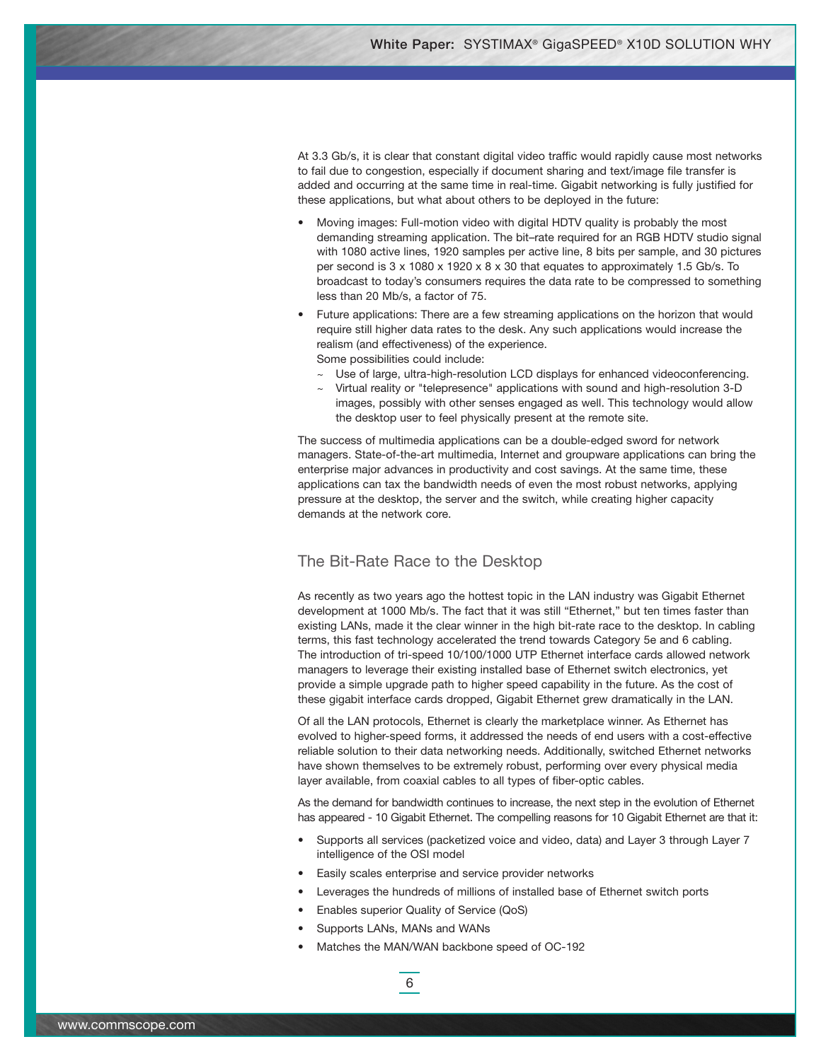At 3.3 Gb/s, it is clear that constant digital video traffic would rapidly cause most networks to fail due to congestion, especially if document sharing and text/image file transfer is added and occurring at the same time in real-time. Gigabit networking is fully justified for these applications, but what about others to be deployed in the future:

- Moving images: Full-motion video with digital HDTV quality is probably the most demanding streaming application. The bit–rate required for an RGB HDTV studio signal with 1080 active lines, 1920 samples per active line, 8 bits per sample, and 30 pictures per second is 3 x 1080 x 1920 x 8 x 30 that equates to approximately 1.5 Gb/s. To broadcast to today's consumers requires the data rate to be compressed to something less than 20 Mb/s, a factor of 75.
- Future applications: There are a few streaming applications on the horizon that would require still higher data rates to the desk. Any such applications would increase the realism (and effectiveness) of the experience.
  Some possibilities could include:
  - Use of large, ultra-high-resolution LCD displays for enhanced videoconferencing.
  - Virtual reality or "telepresence" applications with sound and high-resolution 3-D images, possibly with other senses engaged as well. This technology would allow the desktop user to feel physically present at the remote site.

The success of multimedia applications can be a double-edged sword for network managers. State-of-the-art multimedia, Internet and groupware applications can bring the enterprise major advances in productivity and cost savings. At the same time, these applications can tax the bandwidth needs of even the most robust networks, applying pressure at the desktop, the server and the switch, while creating higher capacity demands at the network core.

## The Bit-Rate Race to the Desktop

As recently as two years ago the hottest topic in the LAN industry was Gigabit Ethernet development at 1000 Mb/s. The fact that it was still "Ethernet," but ten times faster than existing LANs, made it the clear winner in the high bit-rate race to the desktop. In cabling terms, this fast technology accelerated the trend towards Category 5e and 6 cabling. The introduction of tri-speed 10/100/1000 UTP Ethernet interface cards allowed network managers to leverage their existing installed base of Ethernet switch electronics, yet provide a simple upgrade path to higher speed capability in the future. As the cost of these gigabit interface cards dropped, Gigabit Ethernet grew dramatically in the LAN.

Of all the LAN protocols, Ethernet is clearly the marketplace winner. As Ethernet has evolved to higher-speed forms, it addressed the needs of end users with a cost-effective reliable solution to their data networking needs. Additionally, switched Ethernet networks have shown themselves to be extremely robust, performing over every physical media layer available, from coaxial cables to all types of fiber-optic cables.

As the demand for bandwidth continues to increase, the next step in the evolution of Ethernet has appeared - 10 Gigabit Ethernet. The compelling reasons for 10 Gigabit Ethernet are that it:

- Supports all services (packetized voice and video, data) and Layer 3 through Layer 7 intelligence of the OSI model
- Easily scales enterprise and service provider networks
- Leverages the hundreds of millions of installed base of Ethernet switch ports
- Enables superior Quality of Service (QoS)
- Supports LANs, MANs and WANs
- Matches the MAN/WAN backbone speed of OC-192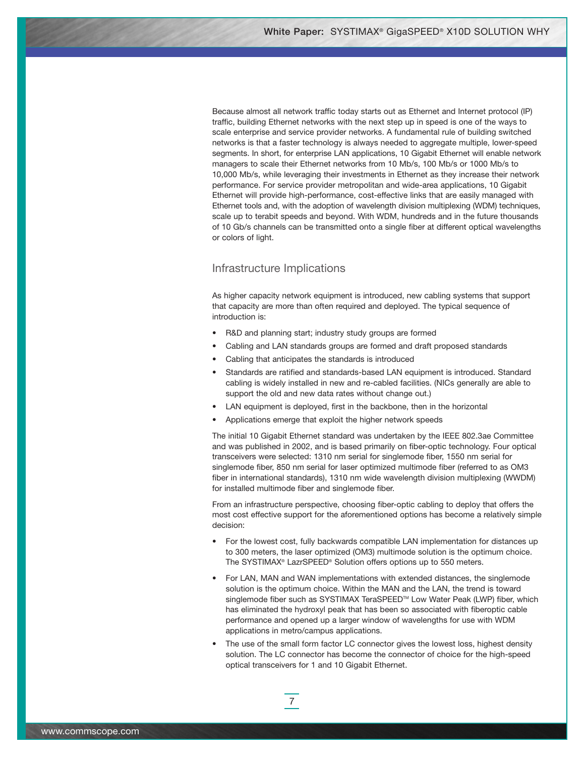Because almost all network traffic today starts out as Ethernet and Internet protocol (IP) traffic, building Ethernet networks with the next step up in speed is one of the ways to scale enterprise and service provider networks. A fundamental rule of building switched networks is that a faster technology is always needed to aggregate multiple, lower-speed segments. In short, for enterprise LAN applications, 10 Gigabit Ethernet will enable network managers to scale their Ethernet networks from 10 Mb/s, 100 Mb/s or 1000 Mb/s to 10,000 Mb/s, while leveraging their investments in Ethernet as they increase their network performance. For service provider metropolitan and wide-area applications, 10 Gigabit Ethernet will provide high-performance, cost-effective links that are easily managed with Ethernet tools and, with the adoption of wavelength division multiplexing (WDM) techniques, scale up to terabit speeds and beyond. With WDM, hundreds and in the future thousands of 10 Gb/s channels can be transmitted onto a single fiber at different optical wavelengths or colors of light.

## Infrastructure Implications

As higher capacity network equipment is introduced, new cabling systems that support that capacity are more than often required and deployed. The typical sequence of introduction is:

- R&D and planning start; industry study groups are formed
- Cabling and LAN standards groups are formed and draft proposed standards
- Cabling that anticipates the standards is introduced
- Standards are ratified and standards-based LAN equipment is introduced. Standard cabling is widely installed in new and re-cabled facilities. (NICs generally are able to support the old and new data rates without change out.)
- LAN equipment is deployed, first in the backbone, then in the horizontal
- Applications emerge that exploit the higher network speeds

The initial 10 Gigabit Ethernet standard was undertaken by the IEEE 802.3ae Committee and was published in 2002, and is based primarily on fiber-optic technology. Four optical transceivers were selected: 1310 nm serial for singlemode fiber, 1550 nm serial for singlemode fiber, 850 nm serial for laser optimized multimode fiber (referred to as OM3 fiber in international standards), 1310 nm wide wavelength division multiplexing (WWDM) for installed multimode fiber and singlemode fiber.

From an infrastructure perspective, choosing fiber-optic cabling to deploy that offers the most cost effective support for the aforementioned options has become a relatively simple decision:

- For the lowest cost, fully backwards compatible LAN implementation for distances up to 300 meters, the laser optimized (OM3) multimode solution is the optimum choice. The SYSTIMAX® LazrSPEED® Solution offers options up to 550 meters.
- For LAN, MAN and WAN implementations with extended distances, the singlemode solution is the optimum choice. Within the MAN and the LAN, the trend is toward singlemode fiber such as SYSTIMAX TeraSPEED™ Low Water Peak (LWP) fiber, which has eliminated the hydroxyl peak that has been so associated with fiberoptic cable performance and opened up a larger window of wavelengths for use with WDM applications in metro/campus applications.
- The use of the small form factor LC connector gives the lowest loss, highest density solution. The LC connector has become the connector of choice for the high-speed optical transceivers for 1 and 10 Gigabit Ethernet.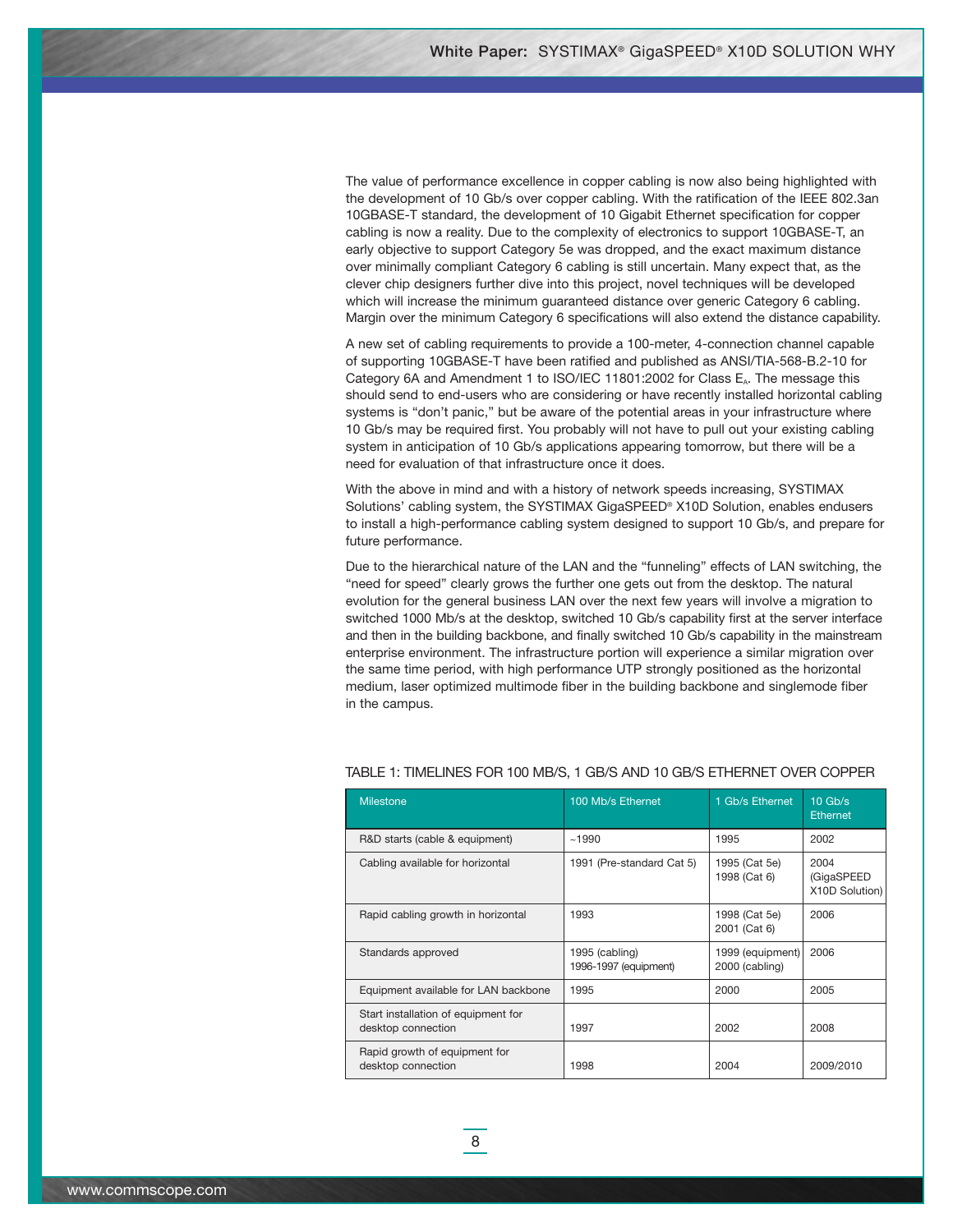The value of performance excellence in copper cabling is now also being highlighted with the development of 10 Gb/s over copper cabling. With the ratification of the IEEE 802.3an 10GBASE-T standard, the development of 10 Gigabit Ethernet specification for copper cabling is now a reality. Due to the complexity of electronics to support 10GBASE-T, an early objective to support Category 5e was dropped, and the exact maximum distance over minimally compliant Category 6 cabling is still uncertain. Many expect that, as the clever chip designers further dive into this project, novel techniques will be developed which will increase the minimum guaranteed distance over generic Category 6 cabling. Margin over the minimum Category 6 specifications will also extend the distance capability.

A new set of cabling requirements to provide a 100-meter, 4-connection channel capable of supporting 10GBASE-T have been ratified and published as ANSI/TIA-568-B.2-10 for Category 6A and Amendment 1 to ISO/IEC 11801:2002 for Class $E_A$. The message this should send to end-users who are considering or have recently installed horizontal cabling systems is "don't panic," but be aware of the potential areas in your infrastructure where 10 Gb/s may be required first. You probably will not have to pull out your existing cabling system in anticipation of 10 Gb/s applications appearing tomorrow, but there will be a need for evaluation of that infrastructure once it does.

With the above in mind and with a history of network speeds increasing, SYSTIMAX Solutions' cabling system, the SYSTIMAX GigaSPEED® X10D Solution, enables endusers to install a high-performance cabling system designed to support 10 Gb/s, and prepare for future performance.

Due to the hierarchical nature of the LAN and the "funneling" effects of LAN switching, the "need for speed" clearly grows the further one gets out from the desktop. The natural evolution for the general business LAN over the next few years will involve a migration to switched 1000 Mb/s at the desktop, switched 10 Gb/s capability first at the server interface and then in the building backbone, and finally switched 10 Gb/s capability in the mainstream enterprise environment. The infrastructure portion will experience a similar migration over the same time period, with high performance UTP strongly positioned as the horizontal medium, laser optimized multimode fiber in the building backbone and singlemode fiber in the campus.

TABLE 1: TIMELINES FOR 100 MB/S, 1 GB/S AND 10 GB/S ETHERNET OVER COPPER

| Milestone | 100 Mb/s Ethernet | 1 Gb/s Ethernet | 10 Gb/s Ethernet |
|---|---|---|---|
| R&D starts (cable & equipment) | ~1990 | 1995 | 2002 |
| Cabling available for horizontal | 1991 (Pre-standard Cat 5) | 1995 (Cat 5e)<br>1998 (Cat 6) | 2004 (GigaSPEED X10D Solution) |
| Rapid cabling growth in horizontal | 1993 | 1998 (Cat 5e)<br>2001 (Cat 6) | 2006 |
| Standards approved | 1995 (cabling)<br>1996-1997 (equipment) | 1999 (equipment)<br>2000 (cabling) | 2006 |
| Equipment available for LAN backbone | 1995 | 2000 | 2005 |
| Start installation of equipment for desktop connection | 1997 | 2002 | 2008 |
| Rapid growth of equipment for desktop connection | 1998 | 2004 | 2009/2010 |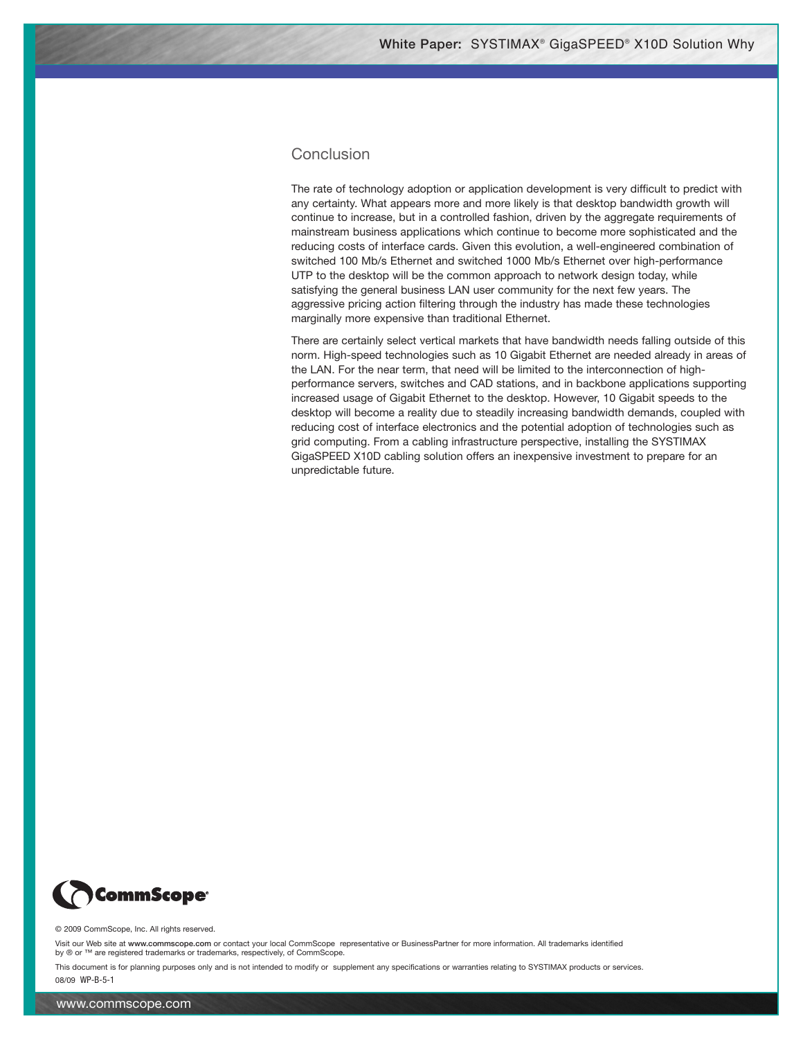## Conclusion

The rate of technology adoption or application development is very difficult to predict with any certainty. What appears more and more likely is that desktop bandwidth growth will continue to increase, but in a controlled fashion, driven by the aggregate requirements of mainstream business applications which continue to become more sophisticated and the reducing costs of interface cards. Given this evolution, a well-engineered combination of switched 100 Mb/s Ethernet and switched 1000 Mb/s Ethernet over high-performance UTP to the desktop will be the common approach to network design today, while satisfying the general business LAN user community for the next few years. The aggressive pricing action filtering through the industry has made these technologies marginally more expensive than traditional Ethernet.

There are certainly select vertical markets that have bandwidth needs falling outside of this norm. High-speed technologies such as 10 Gigabit Ethernet are needed already in areas of the LAN. For the near term, that need will be limited to the interconnection of high-performance servers, switches and CAD stations, and in backbone applications supporting increased usage of Gigabit Ethernet to the desktop. However, 10 Gigabit speeds to the desktop will become a reality due to steadily increasing bandwidth demands, coupled with reducing cost of interface electronics and the potential adoption of technologies such as grid computing. From a cabling infrastructure perspective, installing the SYSTIMAX GigaSPEED X10D cabling solution offers an inexpensive investment to prepare for an unpredictable future.

CommScope®

© 2009 CommScope, Inc. All rights reserved.

Visit our Web site at **www.commscope.com** or contact your local CommScope representative or BusinessPartner for more information. All trademarks identified by ® or ™ are registered trademarks or trademarks, respectively, of CommScope.

This document is for planning purposes only and is not intended to modify or supplement any specifications or warranties relating to SYSTIMAX products or services.

08/09 WP-B-5-1